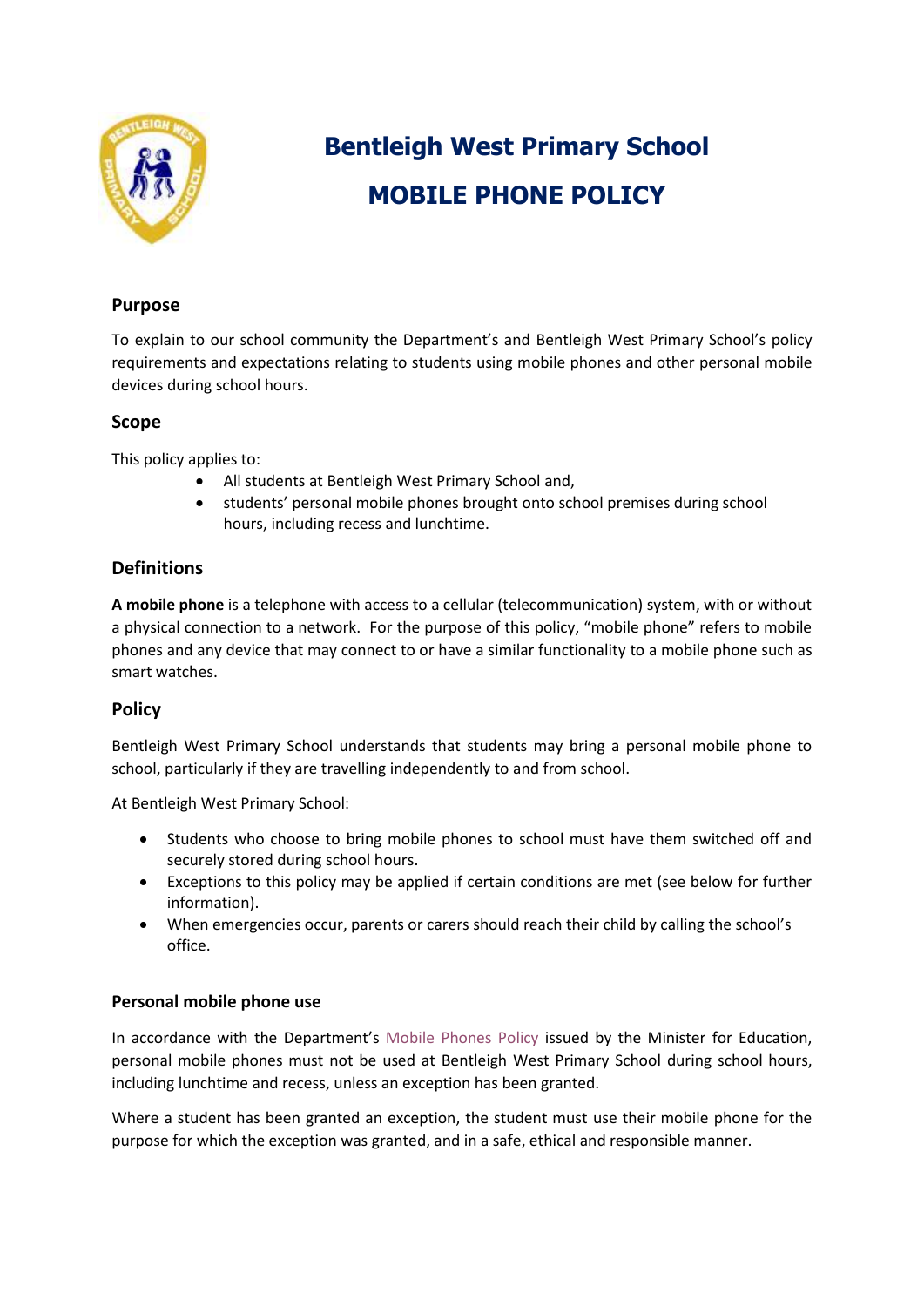# Bentleigh West Primary School

# MOBILE PHONE POLICY

## Purpose

To explain to our school community the Department's and Bentleigh West Primary School's policy requirements and expectations relating to students using mobile phones and other personal mobile devices during school hours.

## Scope

This policy applies to:

- All students at Bentleigh West Primary School and,
- students' personal mobile phones brought onto school premises during school hours, including recess and lunchtime.

## Definitions

**A mobile phone** is a telephone with access to a cellular (telecommunication) system, with or without a physical connection to a network. For the purpose of this policy, "mobile phone" refers to mobile phones and any device that may connect to or have a similar functionality to a mobile phone such as smart watches.

## Policy

Bentleigh West Primary School understands that students may bring a personal mobile phone to school, particularly if they are travelling independently to and from school.

At Bentleigh West Primary School:

- Students who choose to bring mobile phones to school must have them switched off and securely stored during school hours.
- Exceptions to this policy may be applied if certain conditions are met (see below for further information).
- When emergencies occur, parents or carers should reach their child by calling the school's office.

### Personal mobile phone use

In accordance with the Department's Mobile Phones Policy issued by the Minister for Education, personal mobile phones must not be used at Bentleigh West Primary School during school hours, including lunchtime and recess, unless an exception has been granted.

Where a student has been granted an exception, the student must use their mobile phone for the purpose for which the exception was granted, and in a safe, ethical and responsible manner.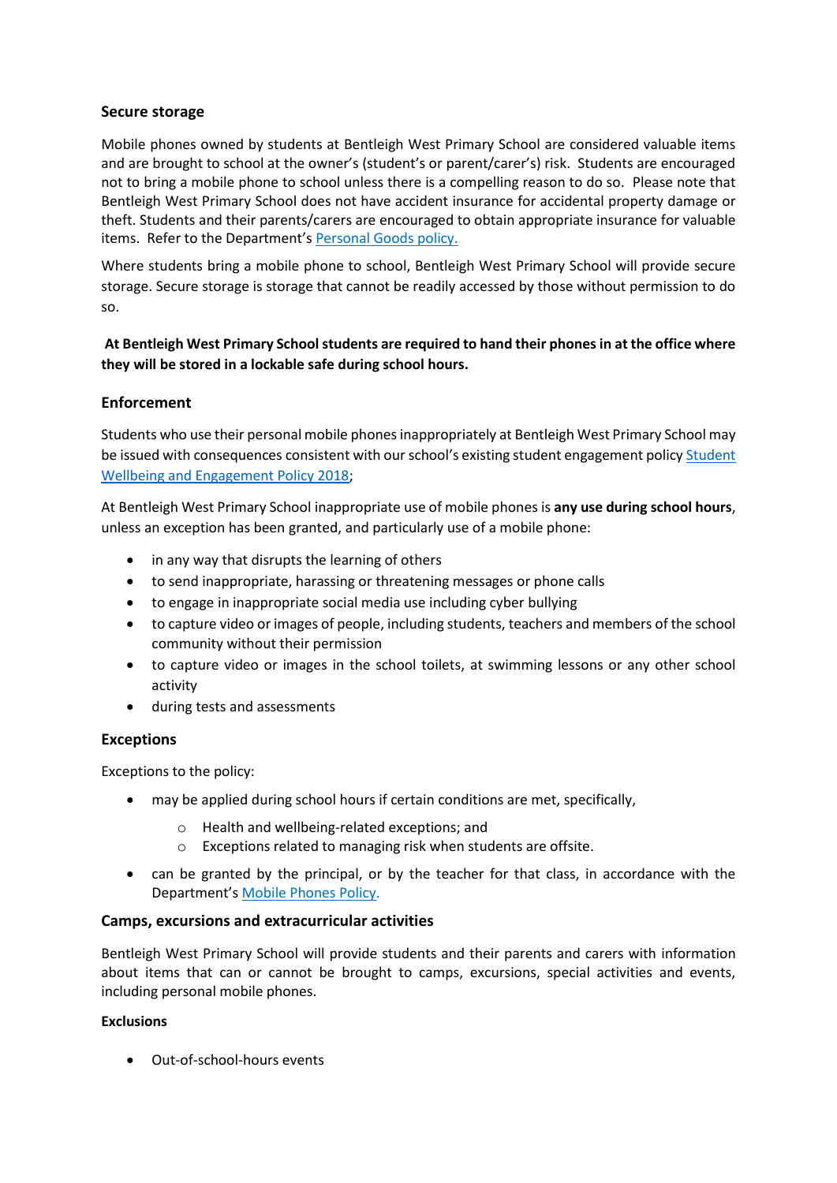## Secure storage

Mobile phones owned by students at Bentleigh West Primary School are considered valuable items and are brought to school at the owner's (student's or parent/carer's) risk. Students are encouraged not to bring a mobile phone to school unless there is a compelling reason to do so. Please note that Bentleigh West Primary School does not have accident insurance for accidental property damage or theft. Students and their parents/carers are encouraged to obtain appropriate insurance for valuable items. Refer to the Department's Personal Goods policy.

Where students bring a mobile phone to school, Bentleigh West Primary School will provide secure storage. Secure storage is storage that cannot be readily accessed by those without permission to do so.

**At Bentleigh West Primary School students are required to hand their phones in at the office where they will be stored in a lockable safe during school hours.**

## Enforcement

Students who use their personal mobile phones inappropriately at Bentleigh West Primary School may be issued with consequences consistent with our school's existing student engagement policy Student Wellbeing and Engagement Policy 2018;

At Bentleigh West Primary School inappropriate use of mobile phones is **any use during school hours**, unless an exception has been granted, and particularly use of a mobile phone:

- in any way that disrupts the learning of others
- to send inappropriate, harassing or threatening messages or phone calls
- to engage in inappropriate social media use including cyber bullying
- to capture video or images of people, including students, teachers and members of the school community without their permission
- to capture video or images in the school toilets, at swimming lessons or any other school activity
- during tests and assessments

## Exceptions

Exceptions to the policy:

- may be applied during school hours if certain conditions are met, specifically,
  - Health and wellbeing-related exceptions; and
  - Exceptions related to managing risk when students are offsite.
- can be granted by the principal, or by the teacher for that class, in accordance with the Department's Mobile Phones Policy.

## Camps, excursions and extracurricular activities

Bentleigh West Primary School will provide students and their parents and carers with information about items that can or cannot be brought to camps, excursions, special activities and events, including personal mobile phones.

**Exclusions**

- Out-of-school-hours events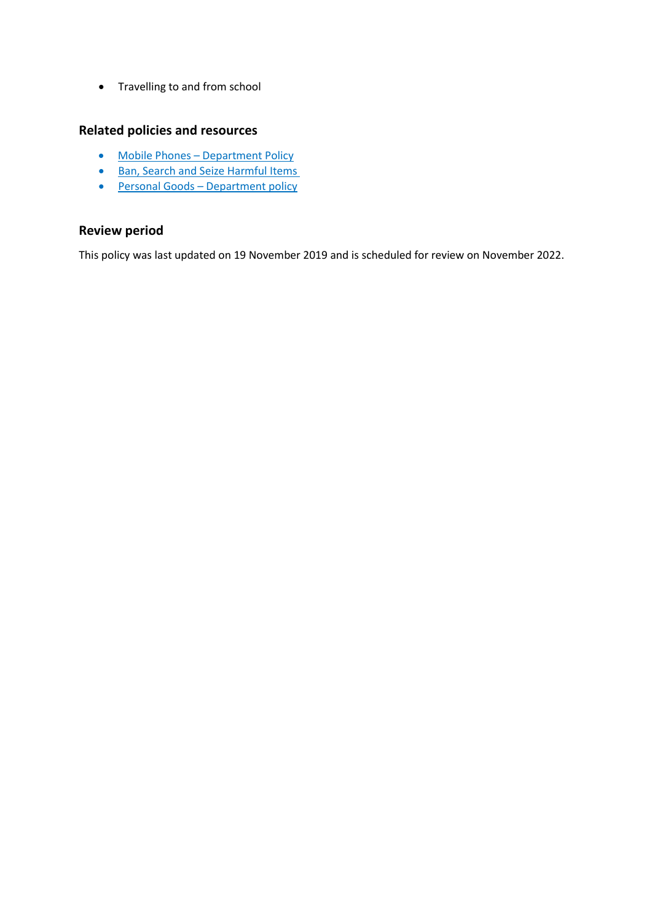- Travelling to and from school

## Related policies and resources

- Mobile Phones – Department Policy
- Ban, Search and Seize Harmful Items
- Personal Goods – Department policy

## Review period

This policy was last updated on 19 November 2019 and is scheduled for review on November 2022.